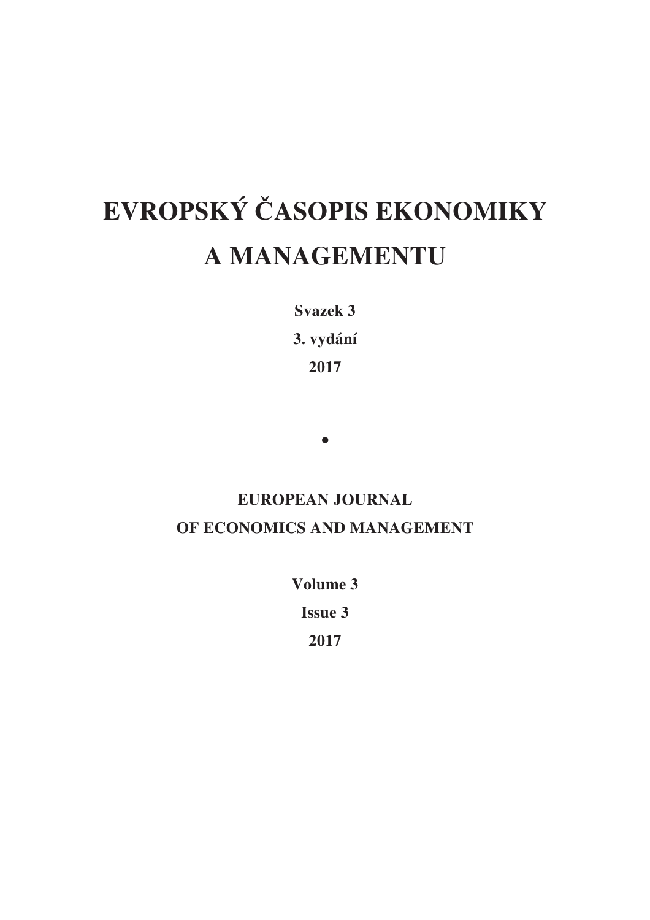# EVROPSKÝ ČASOPIS EKONOMIKY A MANAGEMENTU

**Svazek 3**

**3. vydání**

**2017**

•

## EUROPEAN JOURNAL OF ECONOMICS AND MANAGEMENT

**Volume 3**

**Issue 3**

**2017**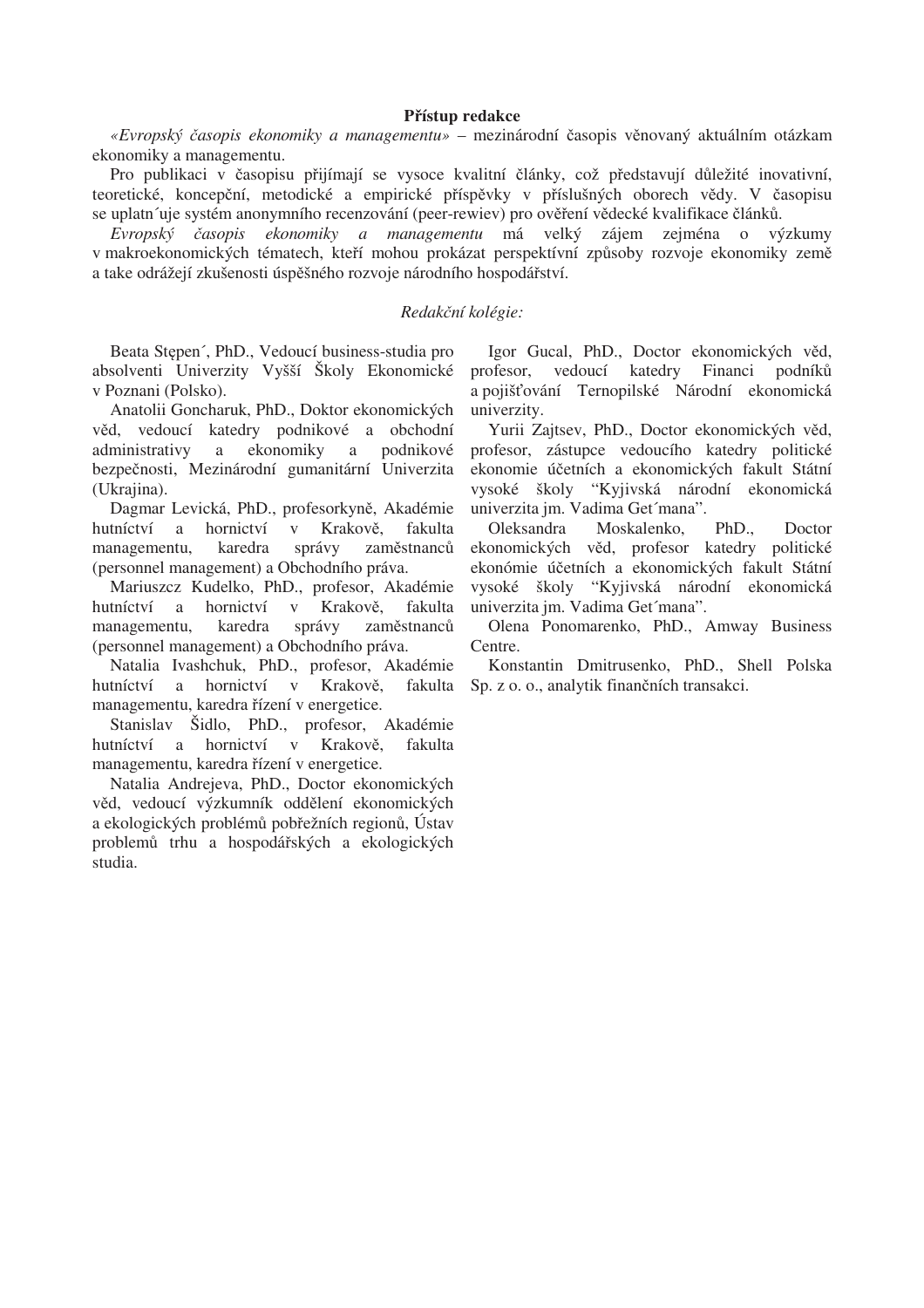**Přístup redakce**

*«Evropský časopis ekonomiky a managementu»* – mezinárodní časopis věnovaný aktuálním otázkam ekonomiky a managementu.

Pro publikaci v časopisu přijímají se vysoce kvalitní články, což představují důležité inovativní, teoretické, koncepční, metodické a empirické příspěvky v příslušných oborech vědy. V časopisu se uplatn´uje systém anonymního recenzování (peer-rewiev) pro ověření vědecké kvalifikace článků.

*Evropský časopis ekonomiky a managementu* má velký zájem zejména o výzkumy v makroekonomických tématech, kteří mohou prokázat perspektívní způsoby rozvoje ekonomiky země a take odrážejí zkušenosti úspěšného rozvoje národního hospodářství.

*Redakční kolégie:*

Beata Stępen´, PhD., Vedoucí business-studia pro absolventi Univerzity Vyšší Školy Ekonomické v Poznani (Polsko).

Anatolii Goncharuk, PhD., Doktor ekonomických věd, vedoucí katedry podnikové a obchodní administrativy a ekonomiky a podnikové bezpečnosti, Mezinárodní gumanitární Univerzita (Ukrajina).

Dagmar Levická, PhD., profesorkyně, Akadémie hutníctví a hornictví v Krakově, fakulta managementu, karedra správy zaměstnanců (personnel management) a Obchodního práva.

Mariuszcz Kudelko, PhD., profesor, Akadémie hutníctví a hornictví v Krakově, fakulta managementu, karedra správy zaměstnanců (personnel management) a Obchodního práva.

Natalia Ivashchuk, PhD., profesor, Akadémie hutníctví a hornictví v Krakově, fakulta managementu, karedra řízení v energetice.

Stanislav Šidlo, PhD., profesor, Akadémie hutníctví a hornictví v Krakově, fakulta managementu, karedra řízení v energetice.

Natalia Andrejeva, PhD., Doctor ekonomických věd, vedoucí výzkumník oddělení ekonomických a ekologických problémů pobřežních regionů, Ústav problemů trhu a hospodářských a ekologických studia.

Igor Gucal, PhD., Doctor ekonomických věd, profesor, vedoucí katedry Financi podníků a pojišťování Ternopilské Národní ekonomická univerzity.

Yurii Zajtsev, PhD., Doctor ekonomických věd, profesor, zástupce vedoucího katedry politické ekonomie účetních a ekonomických fakult Státní vysoké školy "Kyjivská národní ekonomická univerzita jm. Vadima Get´mana".

Oleksandra Moskalenko, PhD., Doctor ekonomických věd, profesor katedry politické ekonómie účetních a ekonomických fakult Státní vysoké školy "Kyjivská národní ekonomická univerzita jm. Vadima Get´mana".

Olena Ponomarenko, PhD., Amway Business Centre.

Konstantin Dmitrusenko, PhD., Shell Polska Sp. z o. o., analytik finančních transakci.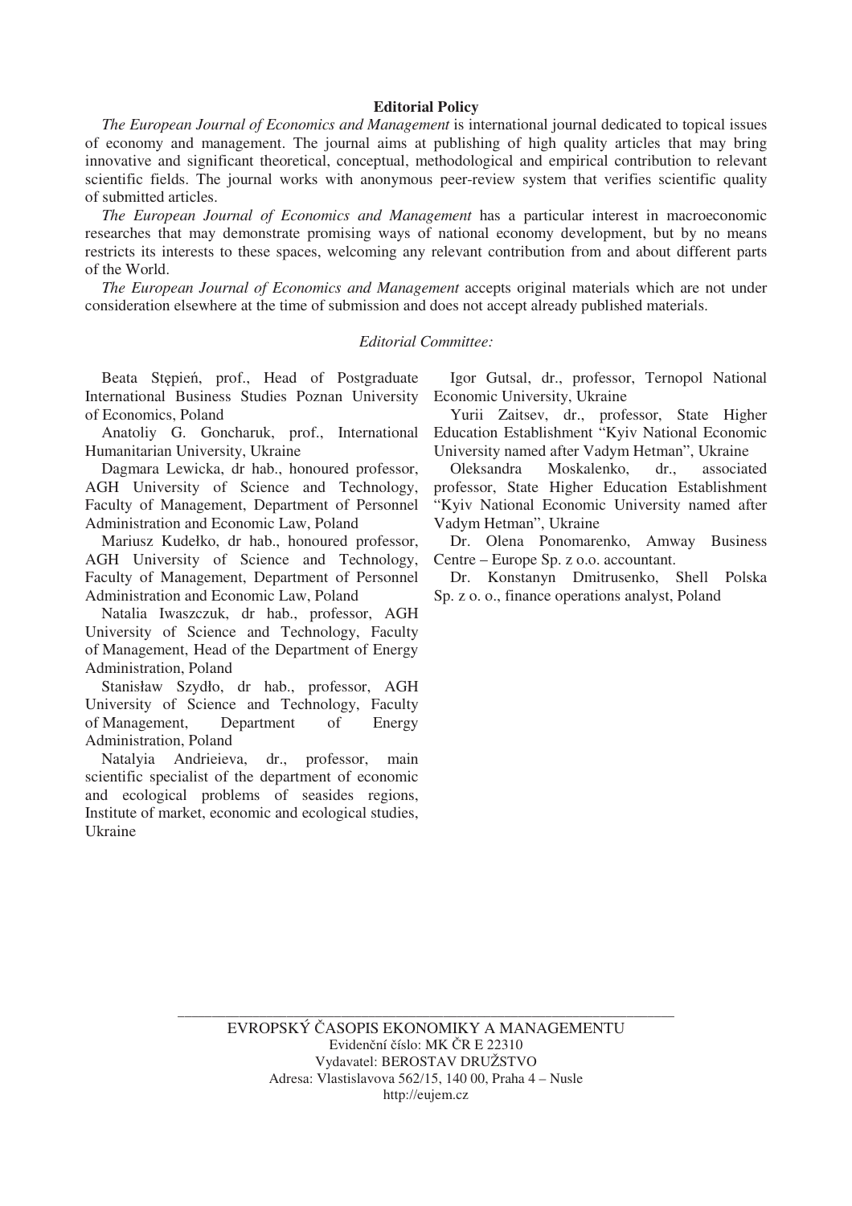## Editorial Policy

*The European Journal of Economics and Management* is international journal dedicated to topical issues of economy and management. The journal aims at publishing of high quality articles that may bring innovative and significant theoretical, conceptual, methodological and empirical contribution to relevant scientific fields. The journal works with anonymous peer-review system that verifies scientific quality of submitted articles.

*The European Journal of Economics and Management* has a particular interest in macroeconomic researches that may demonstrate promising ways of national economy development, but by no means restricts its interests to these spaces, welcoming any relevant contribution from and about different parts of the World.

*The European Journal of Economics and Management* accepts original materials which are not under consideration elsewhere at the time of submission and does not accept already published materials.

*Editorial Committee:*

Beata Stępień, prof., Head of Postgraduate International Business Studies Poznan University of Economics, Poland

Anatoliy G. Goncharuk, prof., International Humanitarian University, Ukraine

Dagmara Lewicka, dr hab., honoured professor, AGH University of Science and Technology, Faculty of Management, Department of Personnel Administration and Economic Law, Poland

Mariusz Kudełko, dr hab., honoured professor, AGH University of Science and Technology, Faculty of Management, Department of Personnel Administration and Economic Law, Poland

Natalia Iwaszczuk, dr hab., professor, AGH University of Science and Technology, Faculty of Management, Head of the Department of Energy Administration, Poland

Stanisław Szydło, dr hab., professor, AGH University of Science and Technology, Faculty of Management, Department of Energy Administration, Poland

Natalyia Andrieieva, dr., professor, main scientific specialist of the department of economic and ecological problems of seasides regions, Institute of market, economic and ecological studies, Ukraine

Igor Gutsal, dr., professor, Ternopol National Economic University, Ukraine

Yurii Zaitsev, dr., professor, State Higher Education Establishment "Kyiv National Economic University named after Vadym Hetman", Ukraine

Oleksandra Moskalenko, dr., associated professor, State Higher Education Establishment "Kyiv National Economic University named after Vadym Hetman", Ukraine

Dr. Olena Ponomarenko, Amway Business Centre – Europe Sp. z o.o. accountant.

Dr. Konstanyn Dmitrusenko, Shell Polska Sp. z o. o., finance operations analyst, Poland

---

EVROPSKÝ ČASOPIS EKONOMIKY A MANAGEMENTU
Evidenční číslo: MK ČR E 22310
Vydavatel: BEROSTAV DRUŽSTVO
Adresa: Vlastislavova 562/15, 140 00, Praha 4 – Nusle
http://eujem.cz